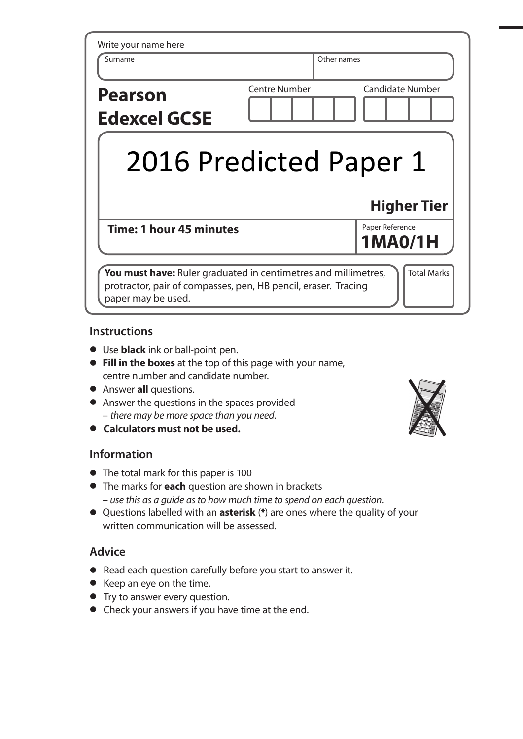Write your name here

| Surname | Other names |
| --- | --- |
| | |

**Pearson Edexcel GCSE**

Centre Number | Candidate Number

# 2016 Predicted Paper 1

**Higher Tier**

**Time: 1 hour 45 minutes**

Paper Reference **1MA0/1H**

**You must have:** Ruler graduated in centimetres and millimetres, protractor, pair of compasses, pen, HB pencil, eraser. Tracing paper may be used.

Total Marks

## Instructions

- Use **black** ink or ball-point pen.
- **Fill in the boxes** at the top of this page with your name, centre number and candidate number.
- Answer **all** questions.
- Answer the questions in the spaces provided – *there may be more space than you need.*
- **Calculators must not be used.**

## Information

- The total mark for this paper is 100
- The marks for **each** question are shown in brackets – *use this as a guide as to how much time to spend on each question.*
- Questions labelled with an **asterisk** (*) are ones where the quality of your written communication will be assessed.

## Advice

- Read each question carefully before you start to answer it.
- Keep an eye on the time.
- Try to answer every question.
- Check your answers if you have time at the end.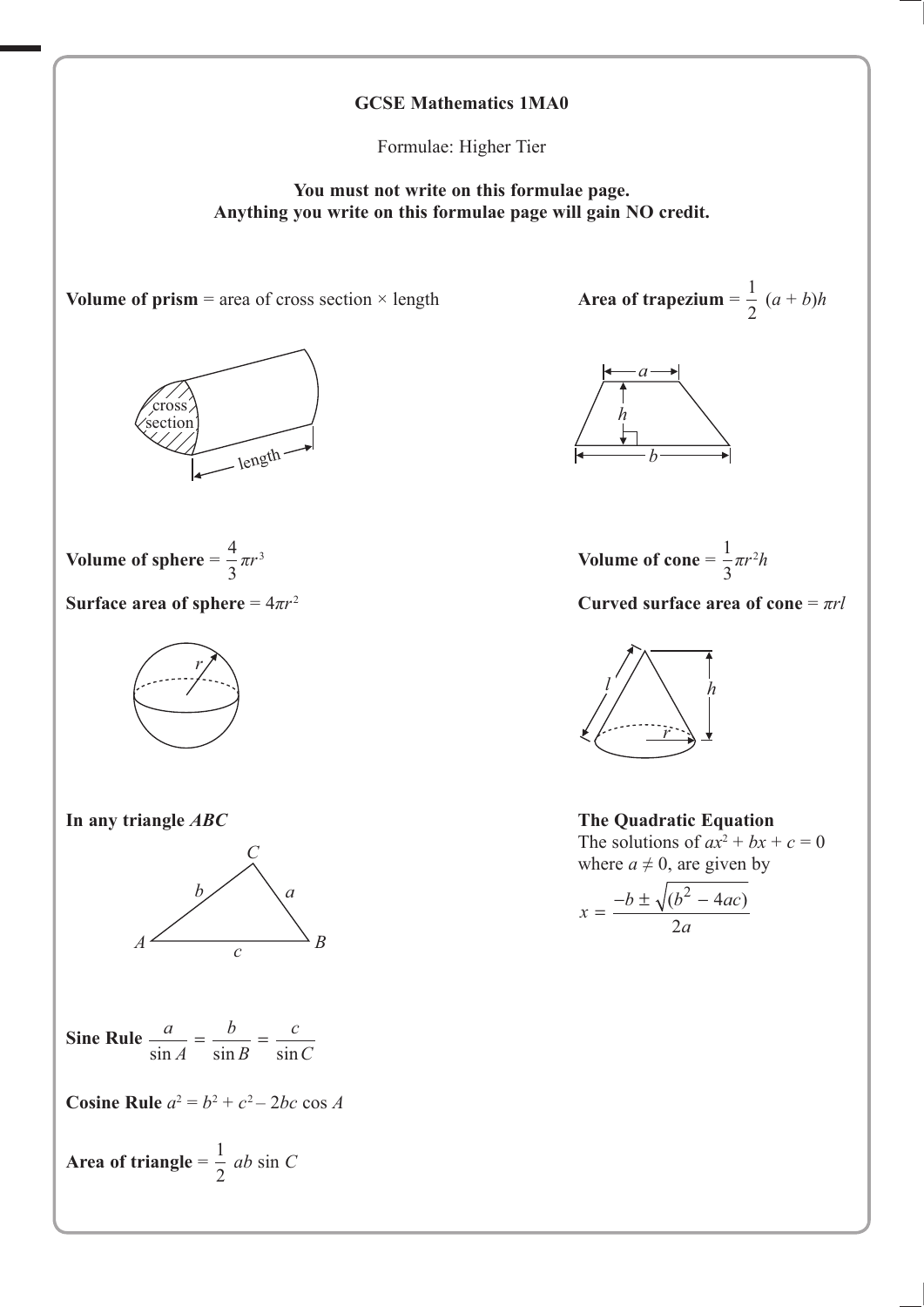**GCSE Mathematics 1MA0**

Formulae: Higher Tier

**You must not write on this formulae page.**
**Anything you write on this formulae page will gain NO credit.**

**Volume of prism** = area of cross section × length

**Area of trapezium** = $\frac{1}{2}(a + b)h$

**Volume of sphere** = $\frac{4}{3}\pi r^3$

**Surface area of sphere** = $4\pi r^2$

**Volume of cone** = $\frac{1}{3}\pi r^2 h$

**Curved surface area of cone** = $\pi r l$

**In any triangle *ABC***

**Sine Rule** $\frac{a}{\sin A} = \frac{b}{\sin B} = \frac{c}{\sin C}$

**Cosine Rule** $a^2 = b^2 + c^2 - 2bc \cos A$

**Area of triangle** = $\frac{1}{2} ab \sin C$

**The Quadratic Equation**

The solutions of $ax^2 + bx + c = 0$ where $a \neq 0$, are given by

$$x = \frac{-b \pm \sqrt{(b^2 - 4ac)}}{2a}$$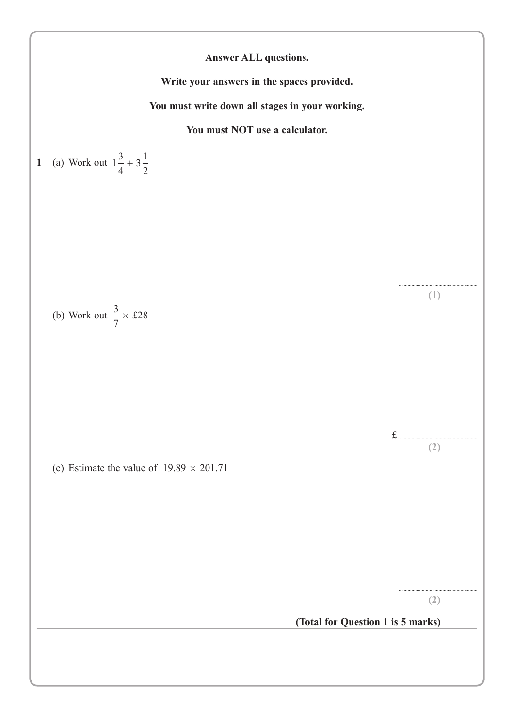**Answer ALL questions.**

**Write your answers in the spaces provided.**

**You must write down all stages in your working.**

**You must NOT use a calculator.**

**1** (a) Work out $1\frac{3}{4} + 3\frac{1}{2}$

..............................

**(1)**

(b) Work out $\frac{3}{7} \times £28$

£..............................

**(2)**

(c) Estimate the value of $19.89 \times 201.71$

..............................

**(2)**

**(Total for Question 1 is 5 marks)**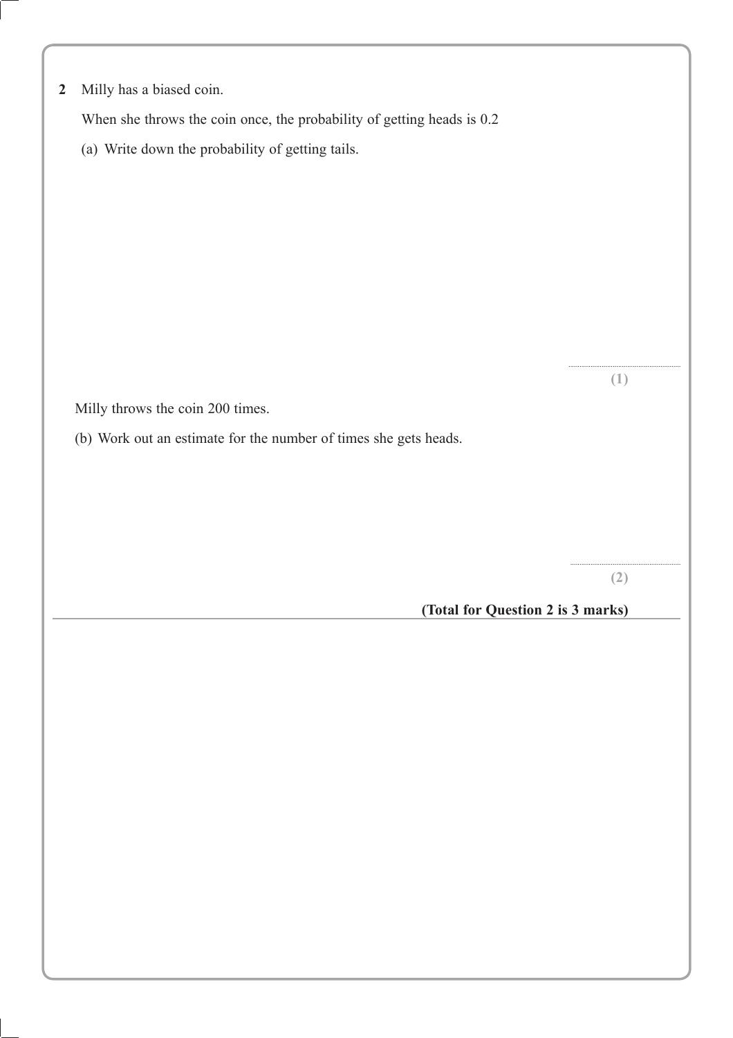**2** Milly has a biased coin.

When she throws the coin once, the probability of getting heads is 0.2

(a) Write down the probability of getting tails.

..............................

**(1)**

Milly throws the coin 200 times.

(b) Work out an estimate for the number of times she gets heads.

..............................

**(2)**

**(Total for Question 2 is 3 marks)**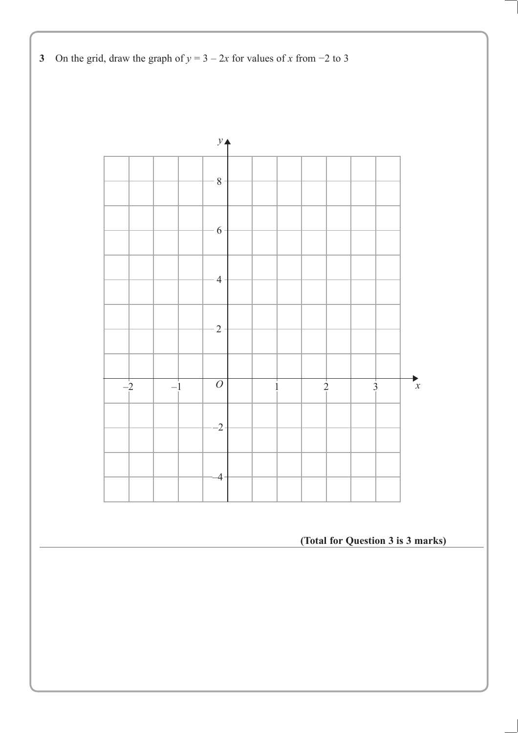**3** On the grid, draw the graph of $y = 3 - 2x$ for values of $x$ from $-2$ to $3$

**(Total for Question 3 is 3 marks)**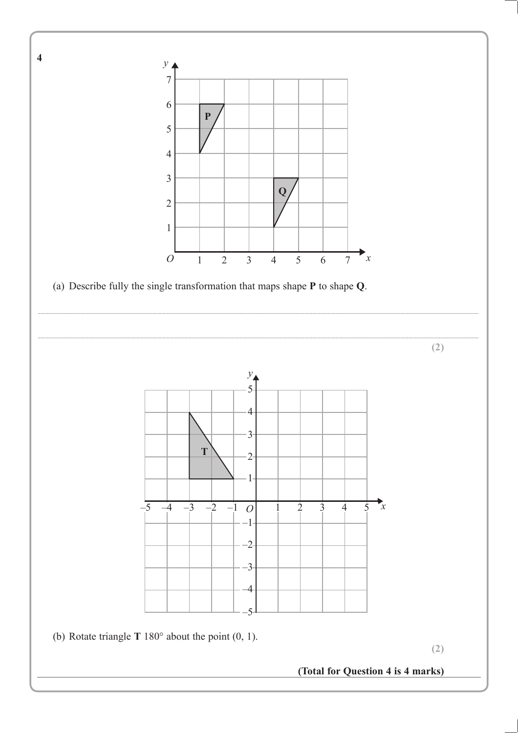**4**

(a) Describe fully the single transformation that maps shape **P** to shape **Q**.

..........................................................................................................................................

..........................................................................................................................................

**(2)**

(b) Rotate triangle **T** 180° about the point (0, 1).

**(2)**

**(Total for Question 4 is 4 marks)**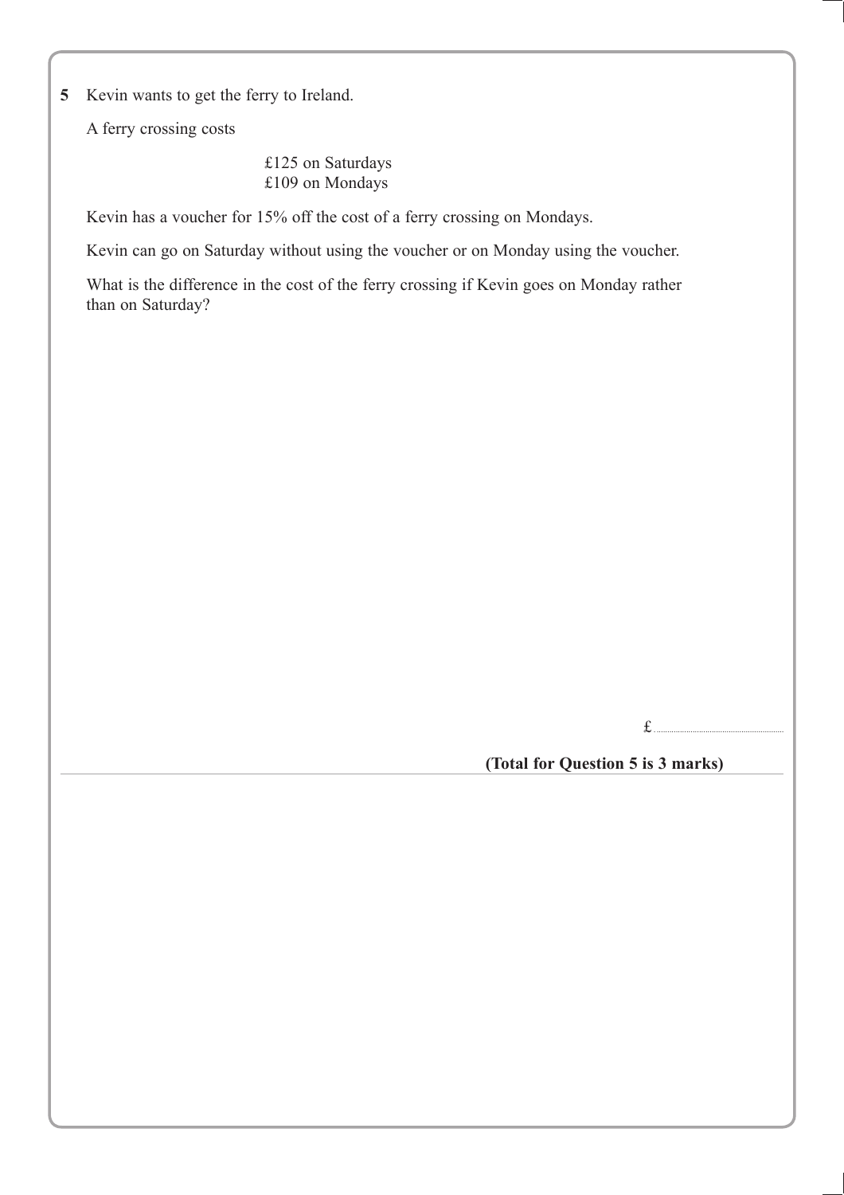**5** Kevin wants to get the ferry to Ireland.

A ferry crossing costs

£125 on Saturdays
£109 on Mondays

Kevin has a voucher for 15% off the cost of a ferry crossing on Mondays.

Kevin can go on Saturday without using the voucher or on Monday using the voucher.

What is the difference in the cost of the ferry crossing if Kevin goes on Monday rather than on Saturday?

£ ..............................

**(Total for Question 5 is 3 marks)**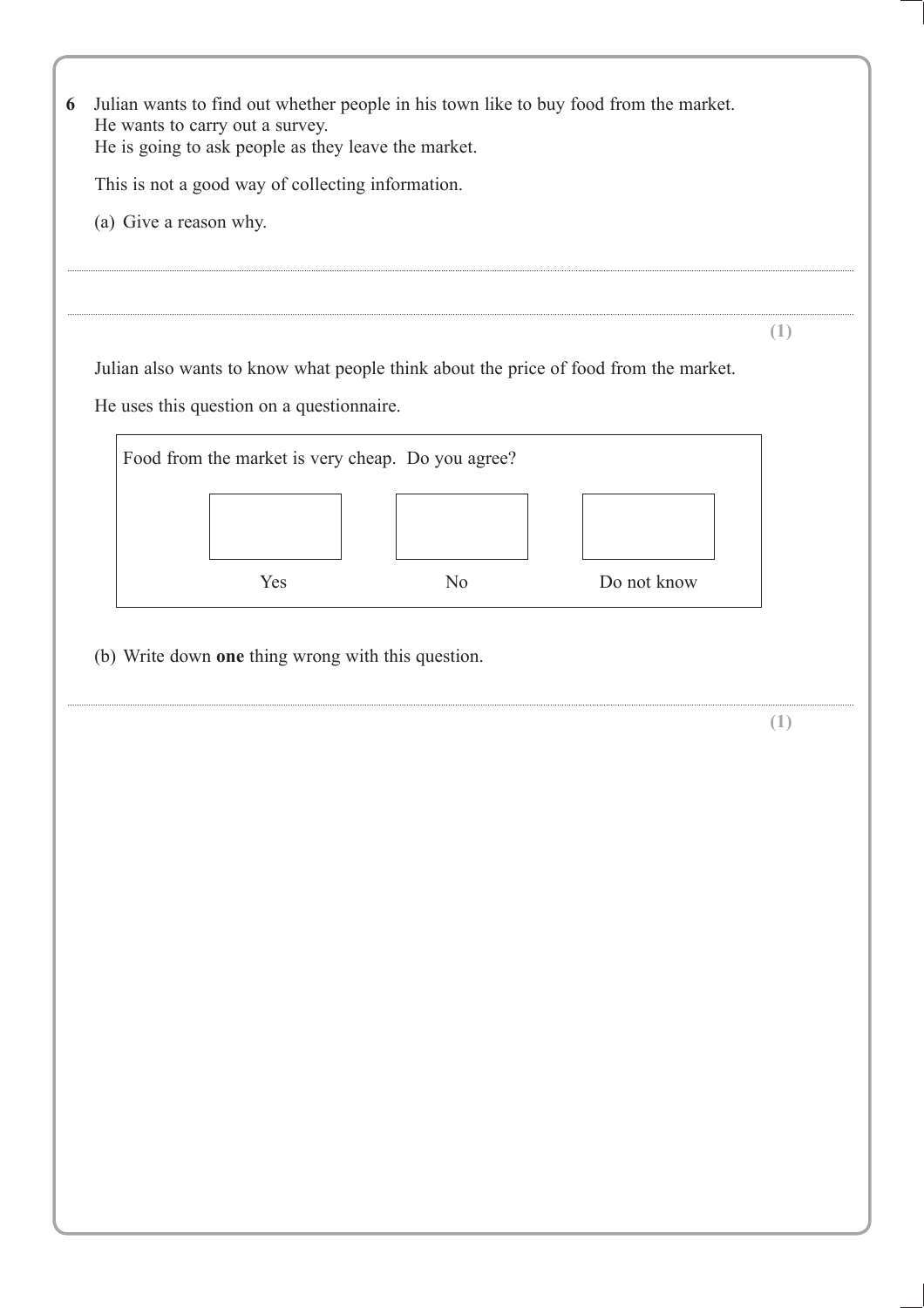**6** Julian wants to find out whether people in his town like to buy food from the market.
He wants to carry out a survey.
He is going to ask people as they leave the market.

This is not a good way of collecting information.

(a) Give a reason why.

..........................................................................................................................................

..........................................................................................................................................

**(1)**

Julian also wants to know what people think about the price of food from the market.

He uses this question on a questionnaire.

| Food from the market is very cheap. Do you agree? | | |
|---|---|---|
| ☐ | ☐ | ☐ |
| Yes | No | Do not know |

(b) Write down **one** thing wrong with this question.

..........................................................................................................................................

**(1)**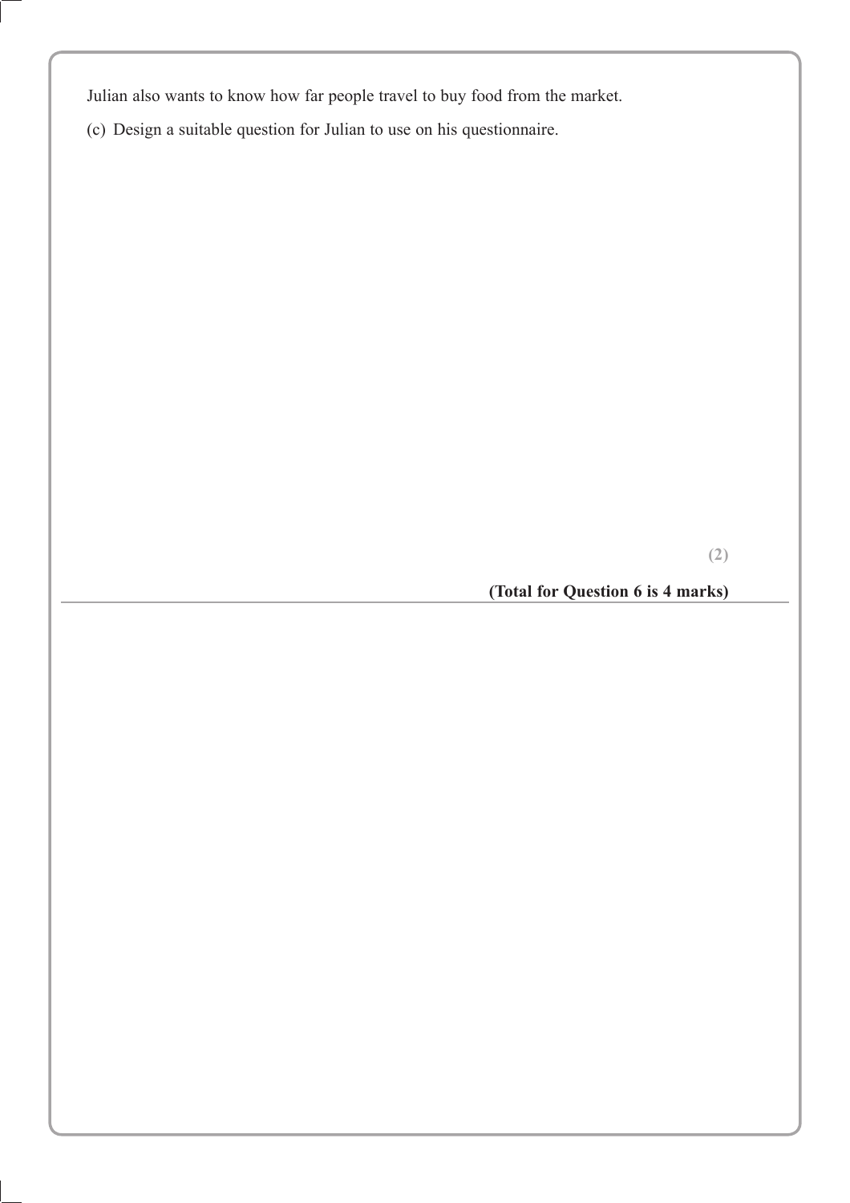Julian also wants to know how far people travel to buy food from the market.

(c) Design a suitable question for Julian to use on his questionnaire.

**(2)**

**(Total for Question 6 is 4 marks)**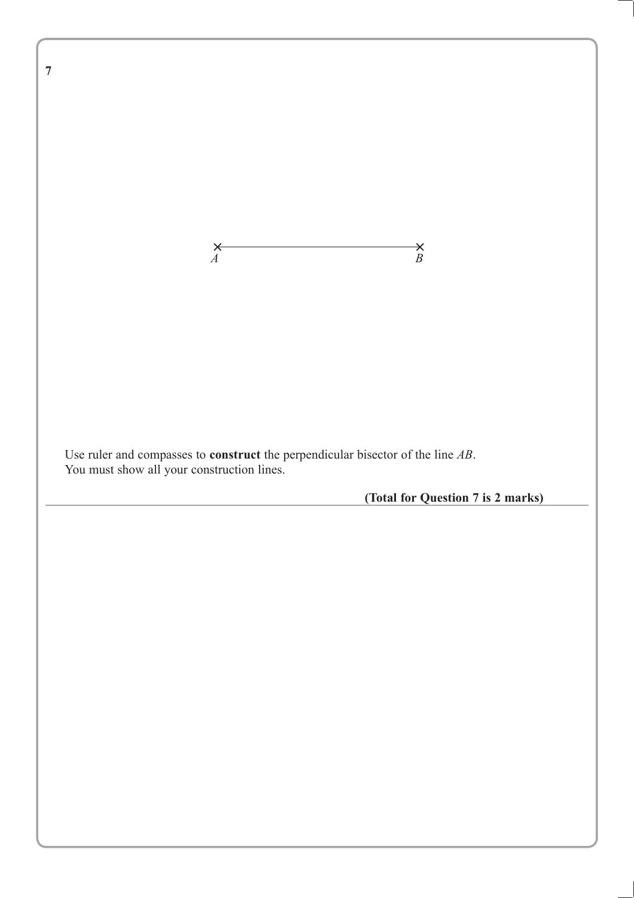**7**

$A$ $B$

Use ruler and compasses to **construct** the perpendicular bisector of the line $AB$.
You must show all your construction lines.

**(Total for Question 7 is 2 marks)**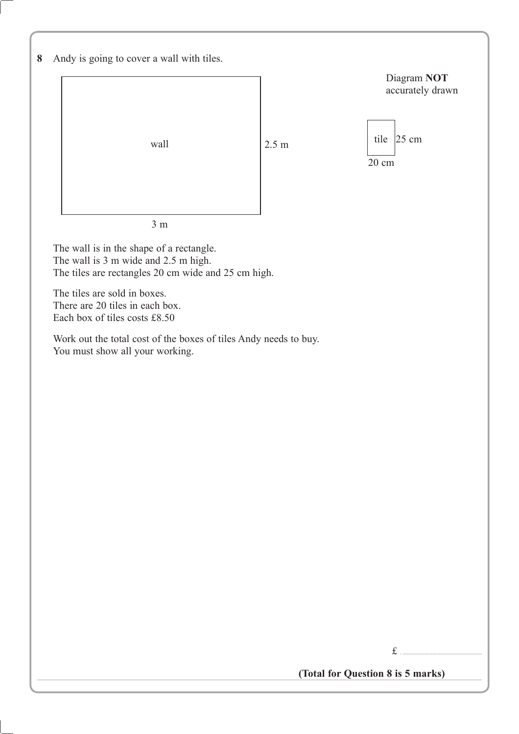**8** Andy is going to cover a wall with tiles.

Diagram **NOT** accurately drawn

wall — 3 m wide, 2.5 m high

tile — 20 cm wide, 25 cm high

The wall is in the shape of a rectangle.
The wall is 3 m wide and 2.5 m high.
The tiles are rectangles 20 cm wide and 25 cm high.

The tiles are sold in boxes.
There are 20 tiles in each box.
Each box of tiles costs £8.50

Work out the total cost of the boxes of tiles Andy needs to buy.
You must show all your working.

£ ..............................

**(Total for Question 8 is 5 marks)**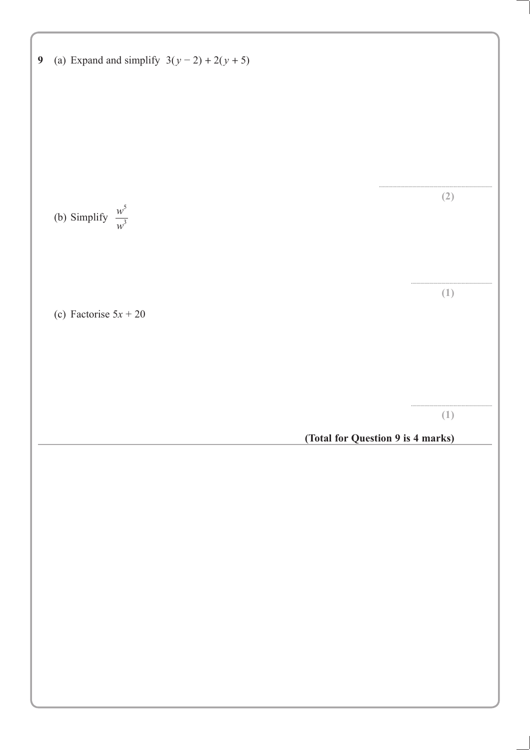**9** (a) Expand and simplify $3(y - 2) + 2(y + 5)$

..............................

**(2)**

(b) Simplify $\frac{w^5}{w^3}$

..............................

**(1)**

(c) Factorise $5x + 20$

..............................

**(1)**

**(Total for Question 9 is 4 marks)**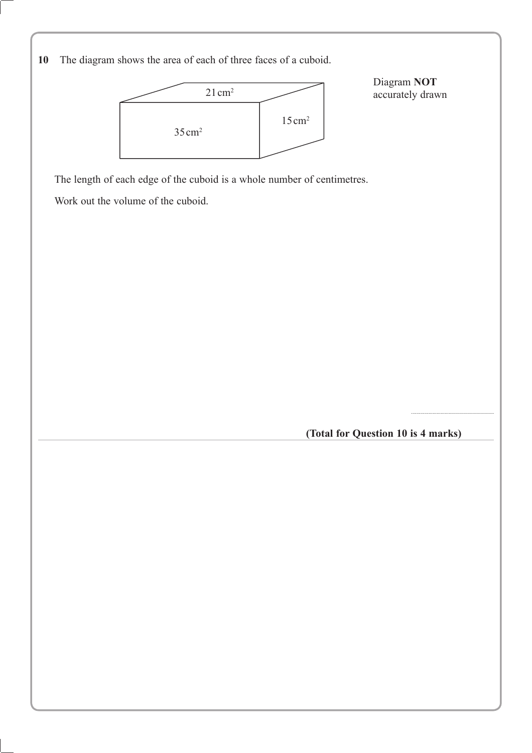**10** The diagram shows the area of each of three faces of a cuboid.

$21\,\text{cm}^2$

$35\,\text{cm}^2$

$15\,\text{cm}^2$

Diagram **NOT** accurately drawn

The length of each edge of the cuboid is a whole number of centimetres.

Work out the volume of the cuboid.

..............................

**(Total for Question 10 is 4 marks)**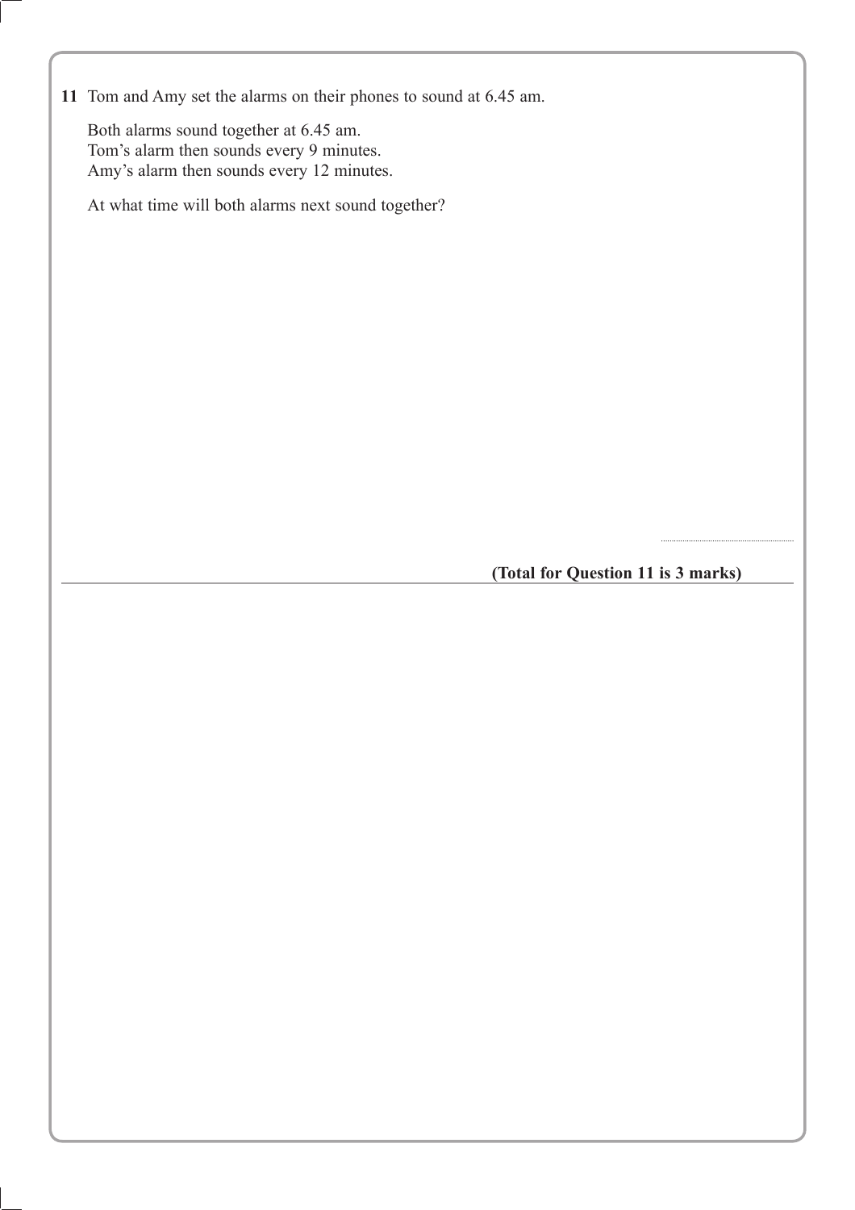**11** Tom and Amy set the alarms on their phones to sound at 6.45 am.

Both alarms sound together at 6.45 am.
Tom's alarm then sounds every 9 minutes.
Amy's alarm then sounds every 12 minutes.

At what time will both alarms next sound together?

..........................................

**(Total for Question 11 is 3 marks)**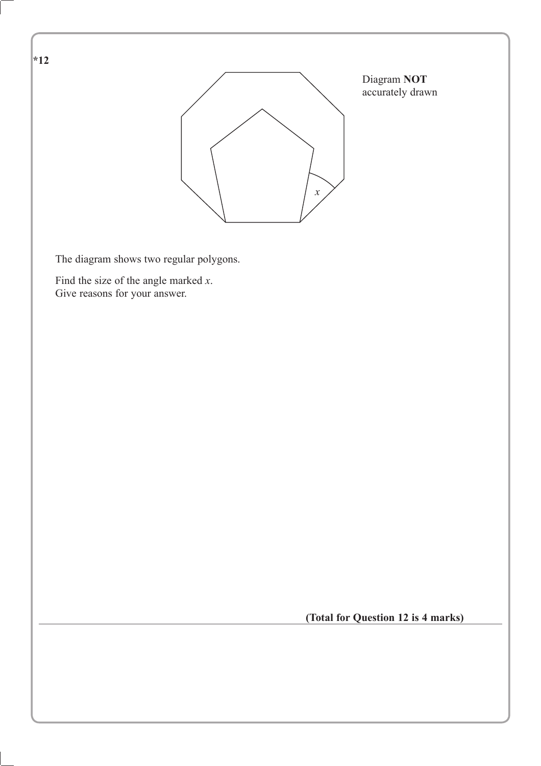**\*12**

Diagram **NOT** accurately drawn

The diagram shows two regular polygons.

Find the size of the angle marked $x$.
Give reasons for your answer.

**(Total for Question 12 is 4 marks)**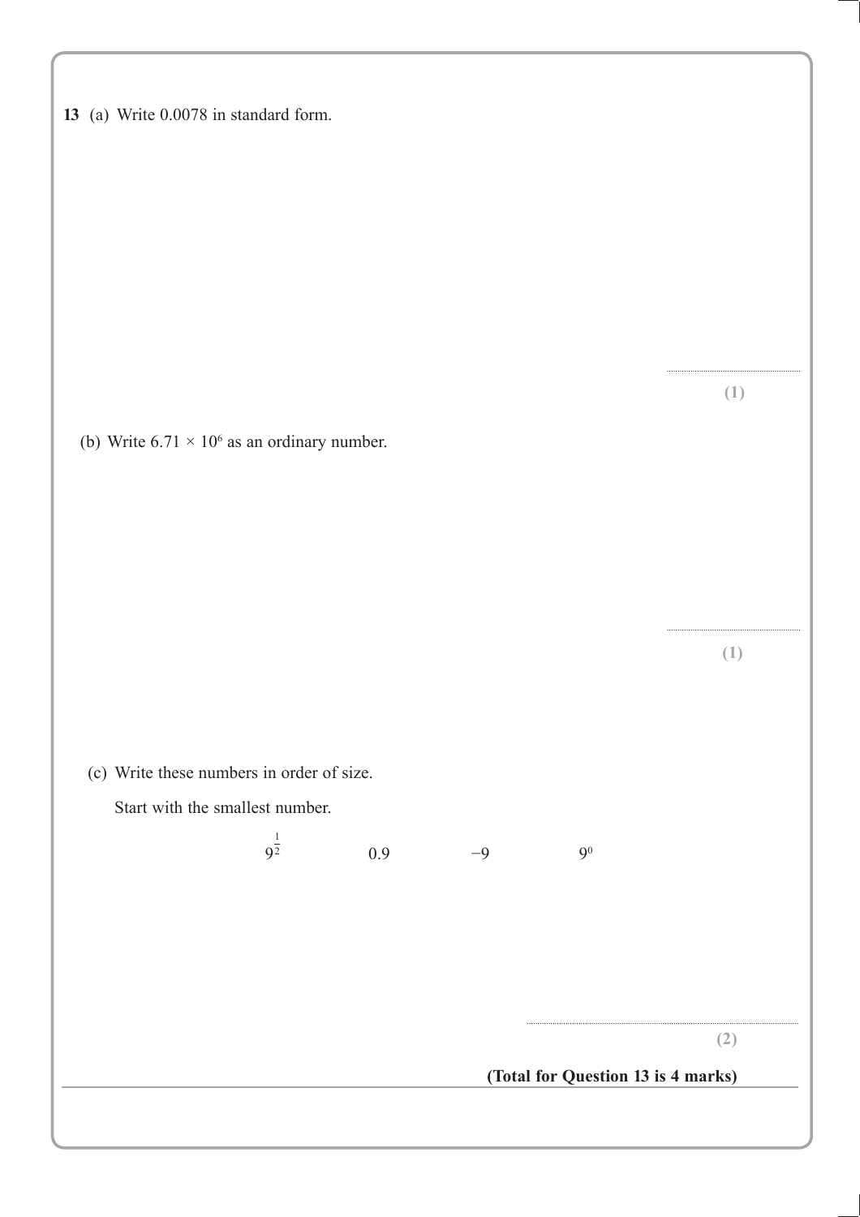**13** (a) Write 0.0078 in standard form.

.......................................................

**(1)**

(b) Write $6.71 \times 10^6$ as an ordinary number.

.......................................................

**(1)**

(c) Write these numbers in order of size.

Start with the smallest number.

$$9^{\frac{1}{2}} \qquad 0.9 \qquad -9 \qquad 9^0$$

.......................................................

**(2)**

**(Total for Question 13 is 4 marks)**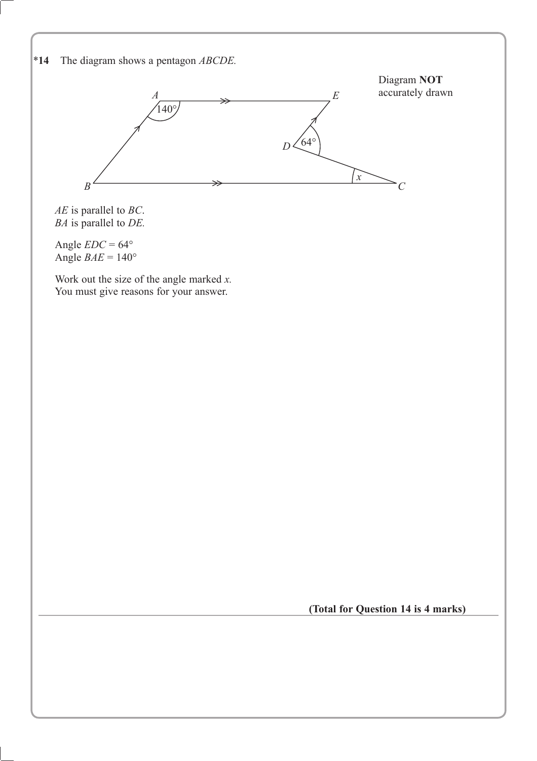*14 The diagram shows a pentagon *ABCDE.*

Diagram **NOT** accurately drawn

*AE* is parallel to *BC*.
*BA* is parallel to *DE.*

Angle *EDC* = 64°
Angle *BAE* = 140°

Work out the size of the angle marked *x.*
You must give reasons for your answer.

**(Total for Question 14 is 4 marks)**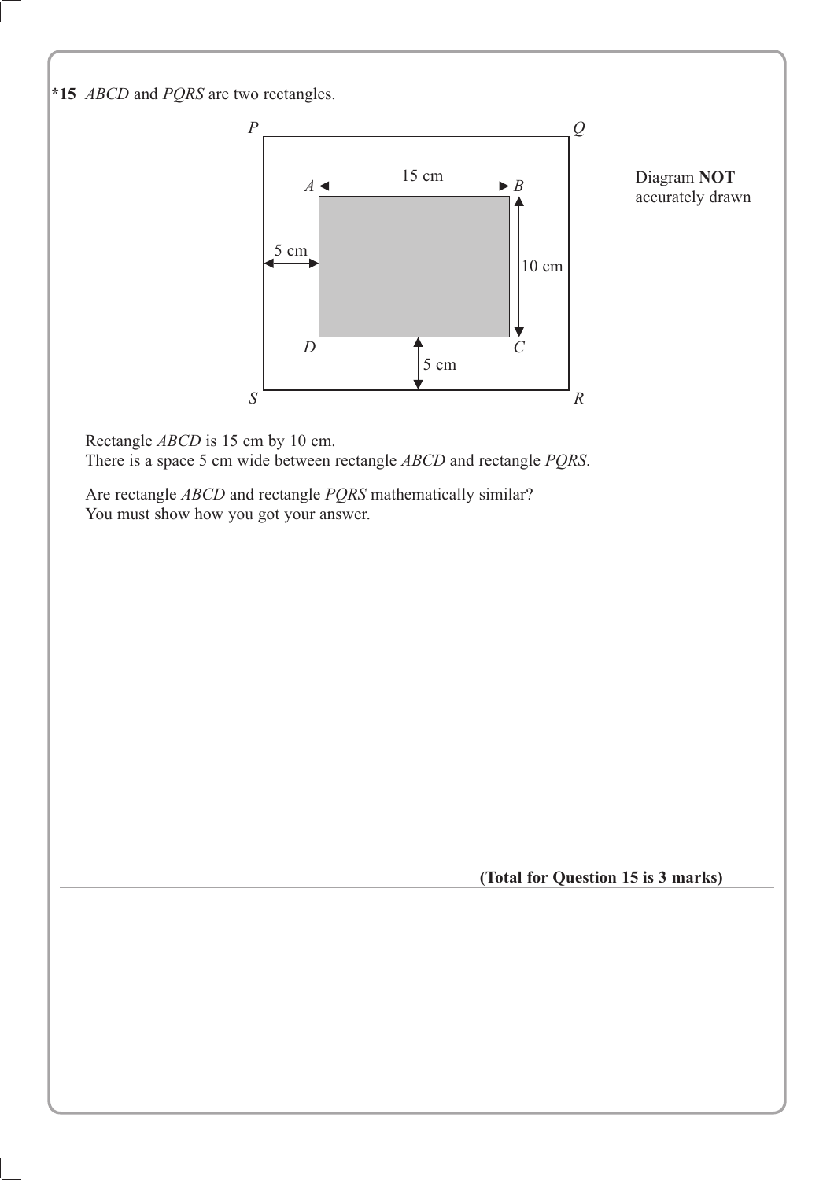**\*15** *ABCD* and *PQRS* are two rectangles.

Diagram **NOT** accurately drawn

Rectangle *ABCD* is 15 cm by 10 cm.
There is a space 5 cm wide between rectangle *ABCD* and rectangle *PQRS*.

Are rectangle *ABCD* and rectangle *PQRS* mathematically similar?
You must show how you got your answer.

**(Total for Question 15 is 3 marks)**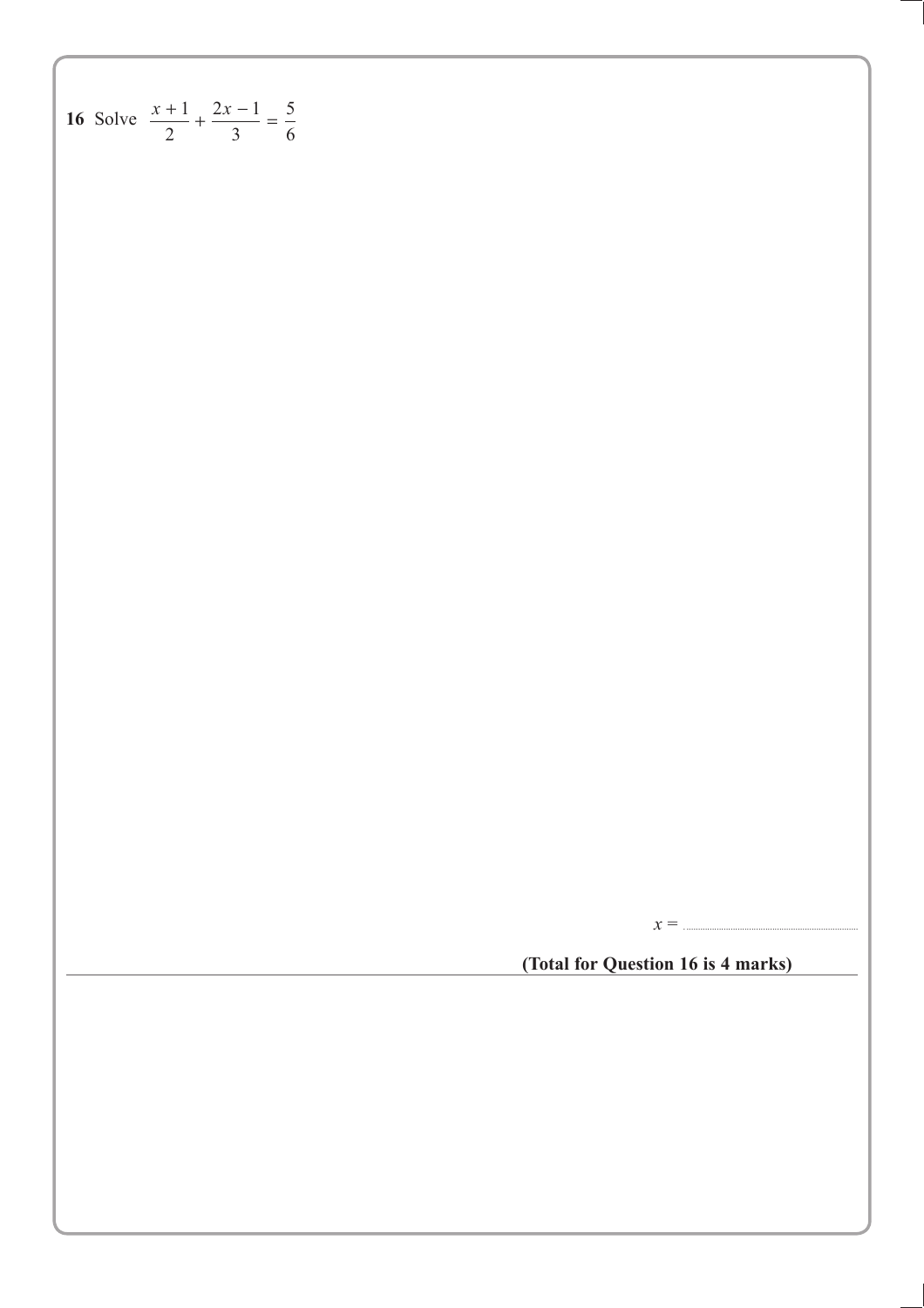**16** Solve $\frac{x+1}{2} + \frac{2x-1}{3} = \frac{5}{6}$

$x =$ ..............................

**(Total for Question 16 is 4 marks)**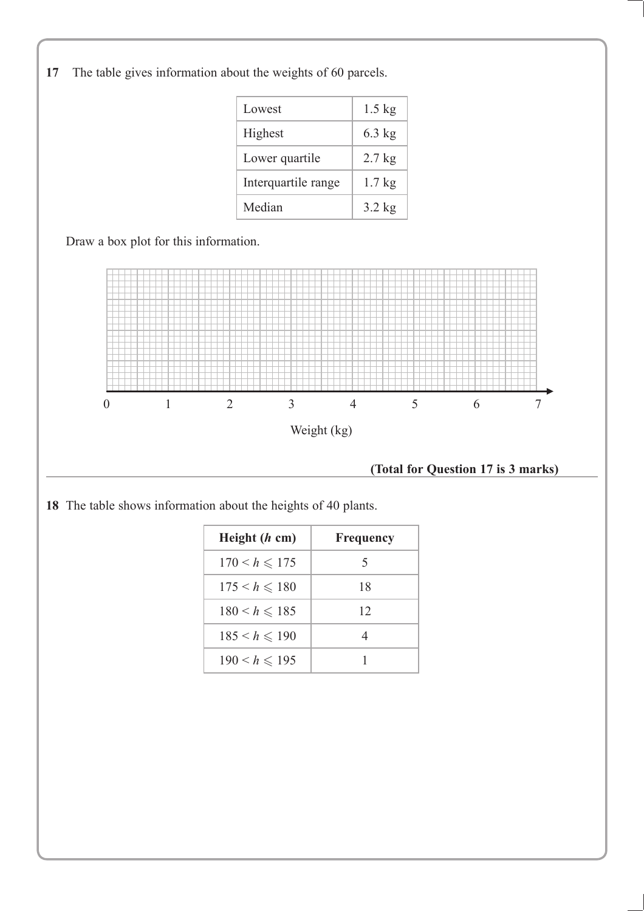**17** The table gives information about the weights of 60 parcels.

| | |
|---|---|
| Lowest | 1.5 kg |
| Highest | 6.3 kg |
| Lower quartile | 2.7 kg |
| Interquartile range | 1.7 kg |
| Median | 3.2 kg |

Draw a box plot for this information.

0 1 2 3 4 5 6 7

Weight (kg)

**(Total for Question 17 is 3 marks)**

---

**18** The table shows information about the heights of 40 plants.

| Height ($h$ cm) | Frequency |
|---|---|
| $170 < h \leqslant 175$ | 5 |
| $175 < h \leqslant 180$ | 18 |
| $180 < h \leqslant 185$ | 12 |
| $185 < h \leqslant 190$ | 4 |
| $190 < h \leqslant 195$ | 1 |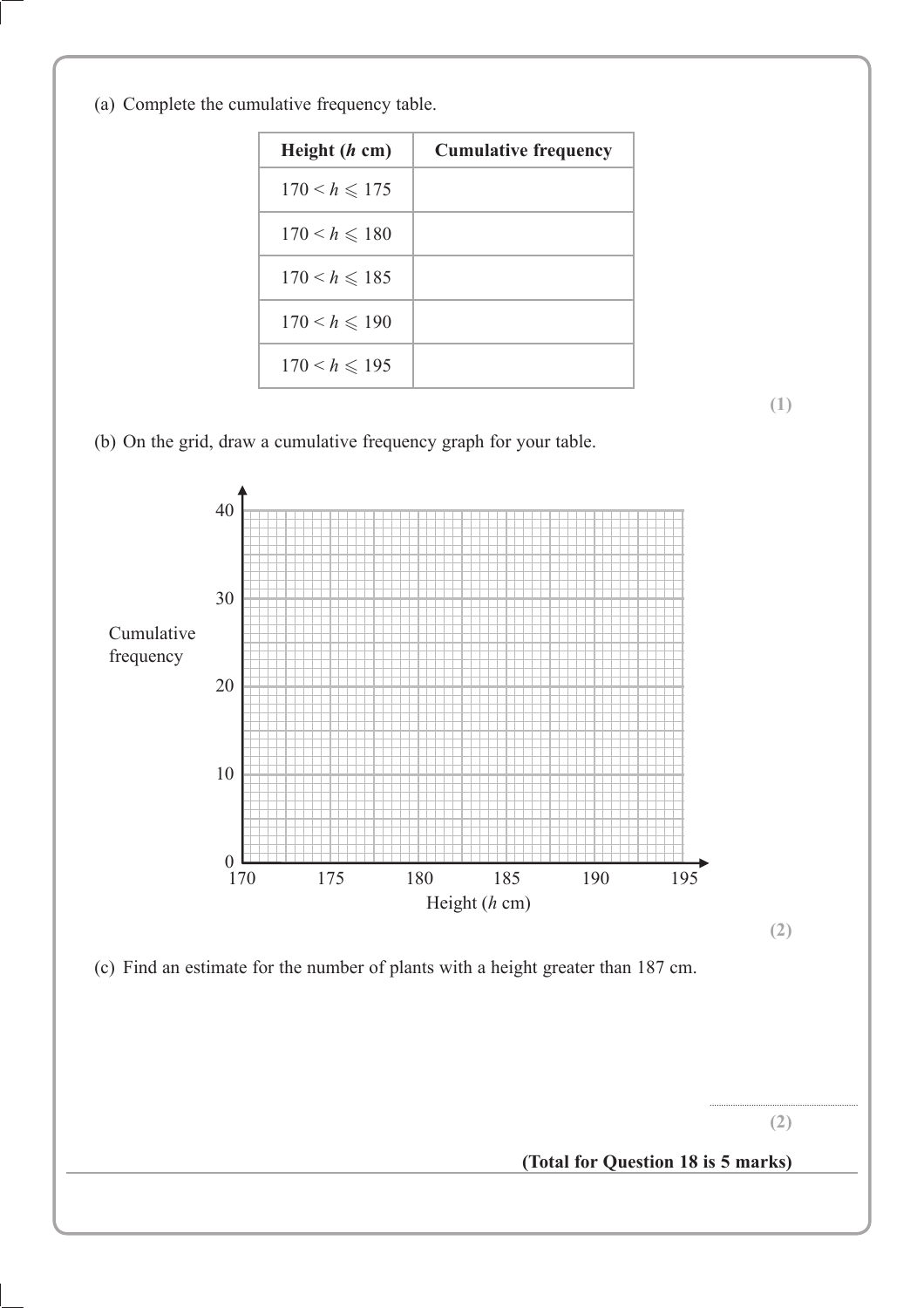(a) Complete the cumulative frequency table.

| Height ($h$ cm) | Cumulative frequency |
|---|---|
| $170 < h \leqslant 175$ | |
| $170 < h \leqslant 180$ | |
| $170 < h \leqslant 185$ | |
| $170 < h \leqslant 190$ | |
| $170 < h \leqslant 195$ | |

**(1)**

(b) On the grid, draw a cumulative frequency graph for your table.

Cumulative frequency (vertical axis: 0, 10, 20, 30, 40)

Height ($h$ cm) (horizontal axis: 170, 175, 180, 185, 190, 195)

**(2)**

(c) Find an estimate for the number of plants with a height greater than 187 cm.

..............................

**(2)**

**(Total for Question 18 is 5 marks)**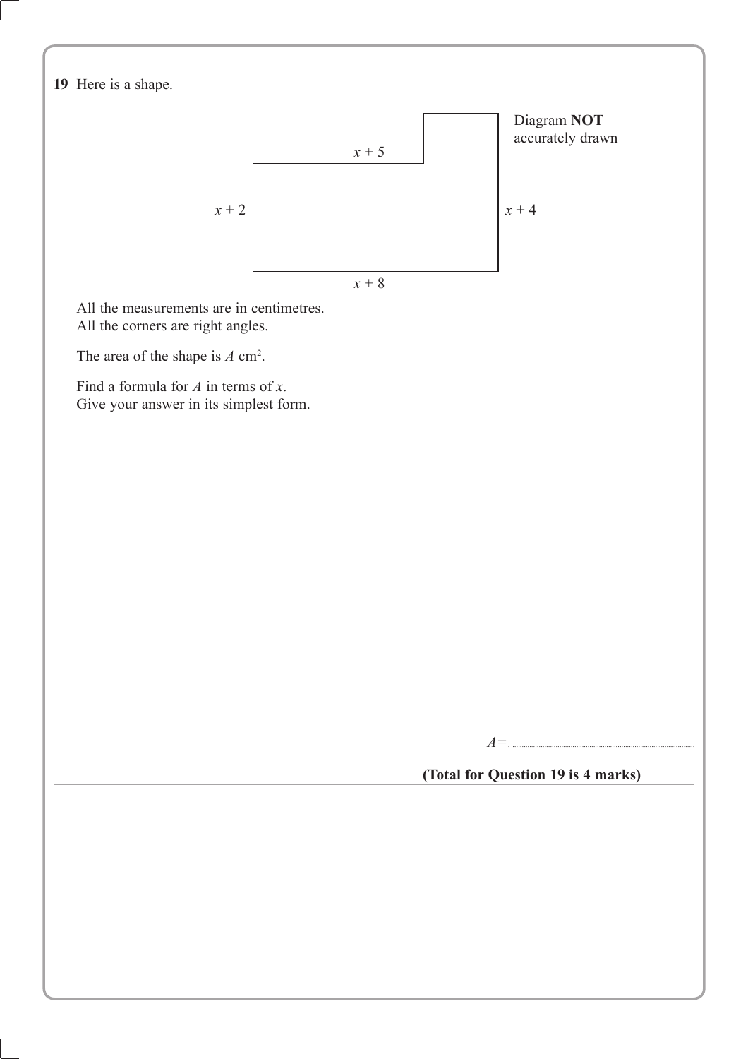**19** Here is a shape.

Diagram **NOT** accurately drawn

$x + 5$

$x + 2$

$x + 4$

$x + 8$

All the measurements are in centimetres.
All the corners are right angles.

The area of the shape is $A$ cm$^2$.

Find a formula for $A$ in terms of $x$.
Give your answer in its simplest form.

$A = $ ..............................................................

**(Total for Question 19 is 4 marks)**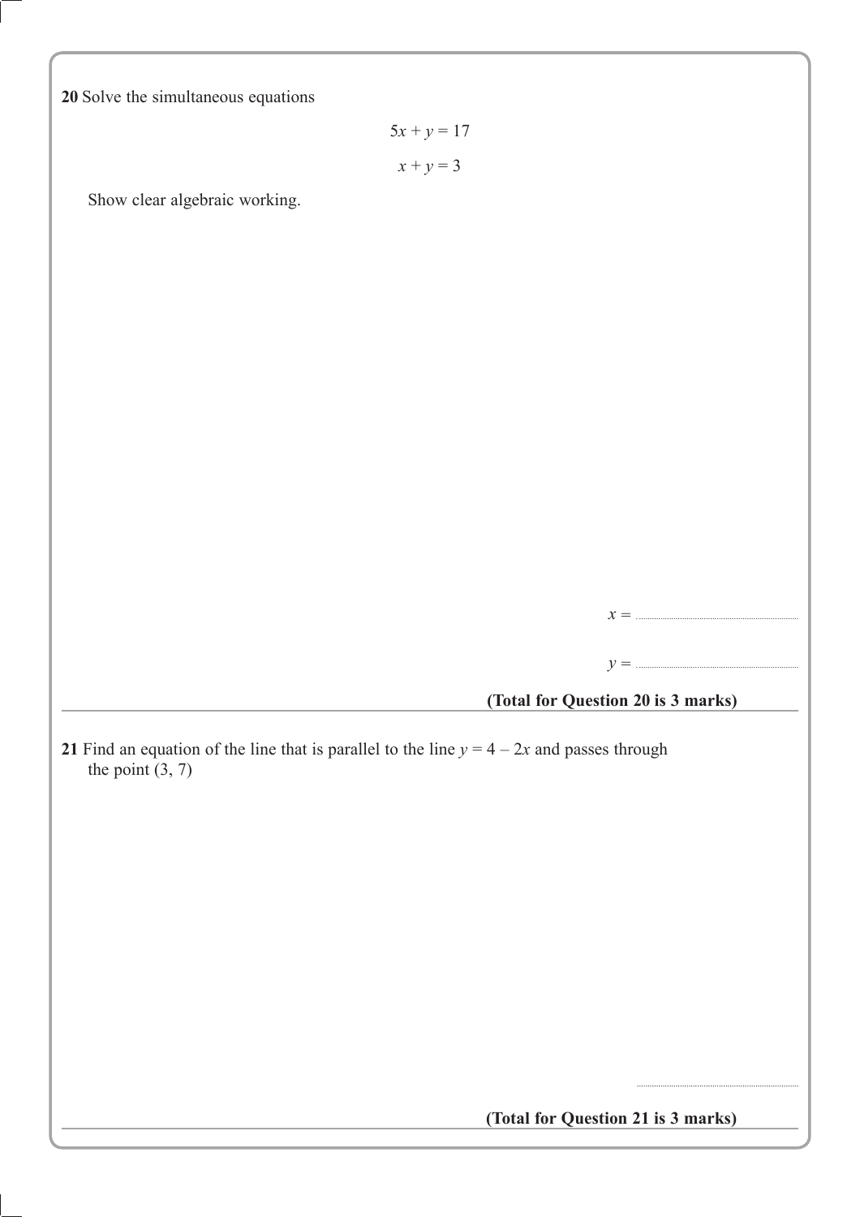**20** Solve the simultaneous equations

$$5x + y = 17$$

$$x + y = 3$$

Show clear algebraic working.

$x =$ ..............................

$y =$ ..............................

**(Total for Question 20 is 3 marks)**

---

**21** Find an equation of the line that is parallel to the line $y = 4 - 2x$ and passes through the point (3, 7)

..............................

**(Total for Question 21 is 3 marks)**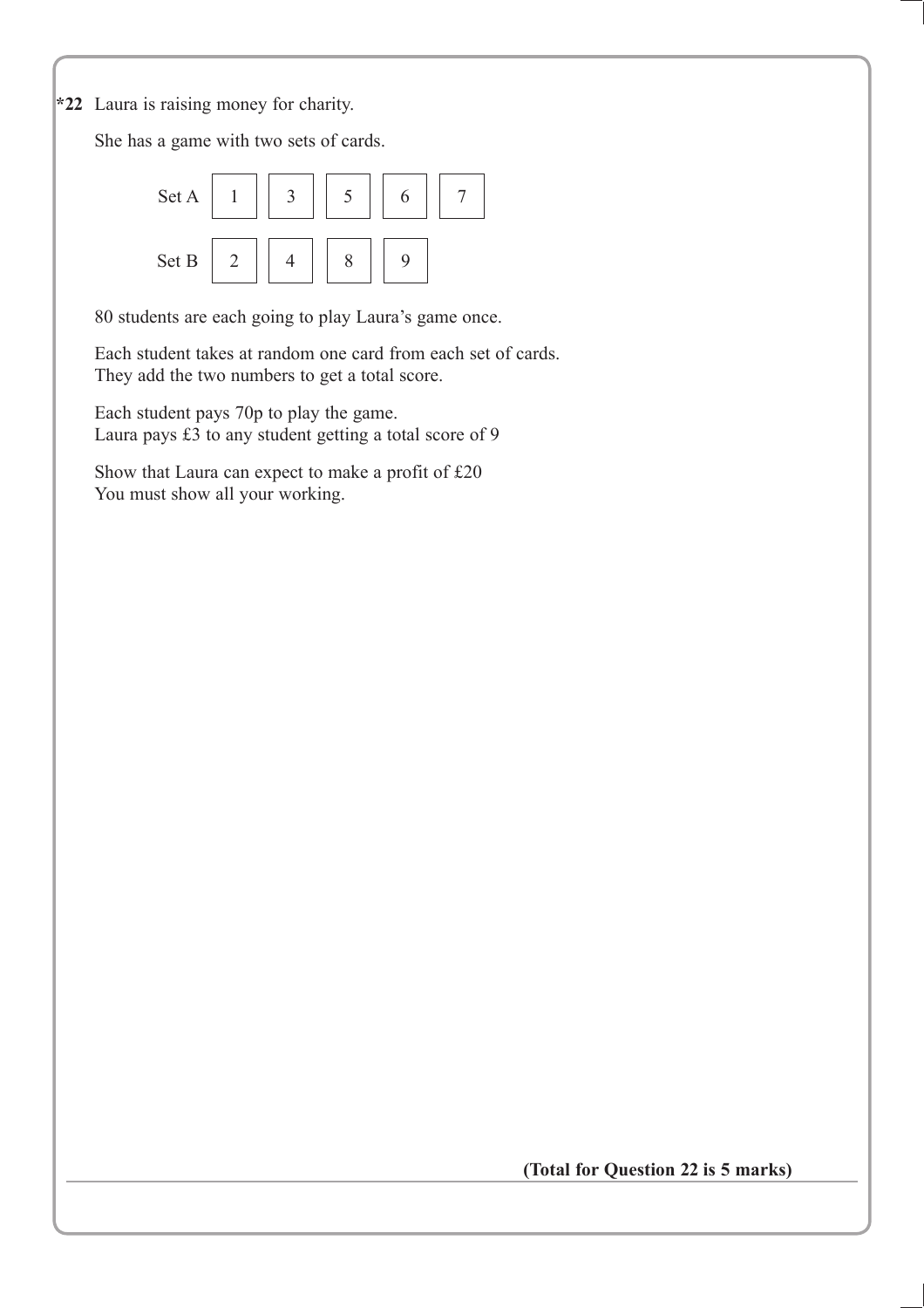**\*22** Laura is raising money for charity.

She has a game with two sets of cards.

| Set A | 1 | 3 | 5 | 6 | 7 |
|---|---|---|---|---|---|
| **Set B** | **2** | **4** | **8** | **9** | |

80 students are each going to play Laura's game once.

Each student takes at random one card from each set of cards.
They add the two numbers to get a total score.

Each student pays 70p to play the game.
Laura pays £3 to any student getting a total score of 9

Show that Laura can expect to make a profit of £20
You must show all your working.

**(Total for Question 22 is 5 marks)**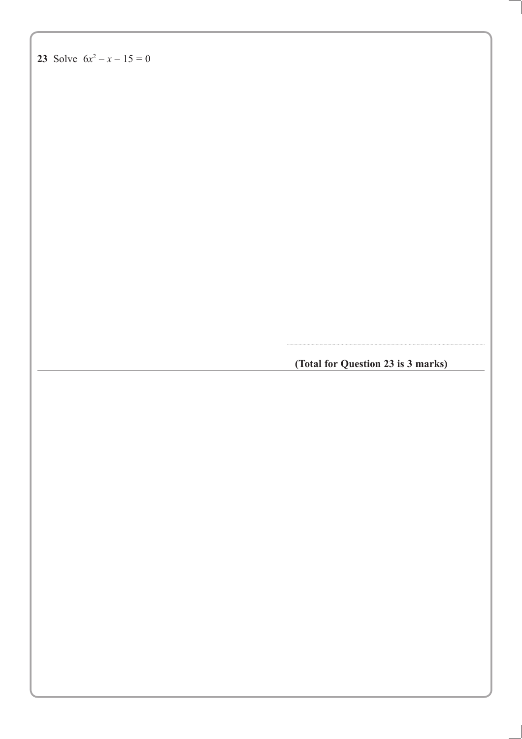**23** Solve $6x^2 - x - 15 = 0$

.......................................................

**(Total for Question 23 is 3 marks)**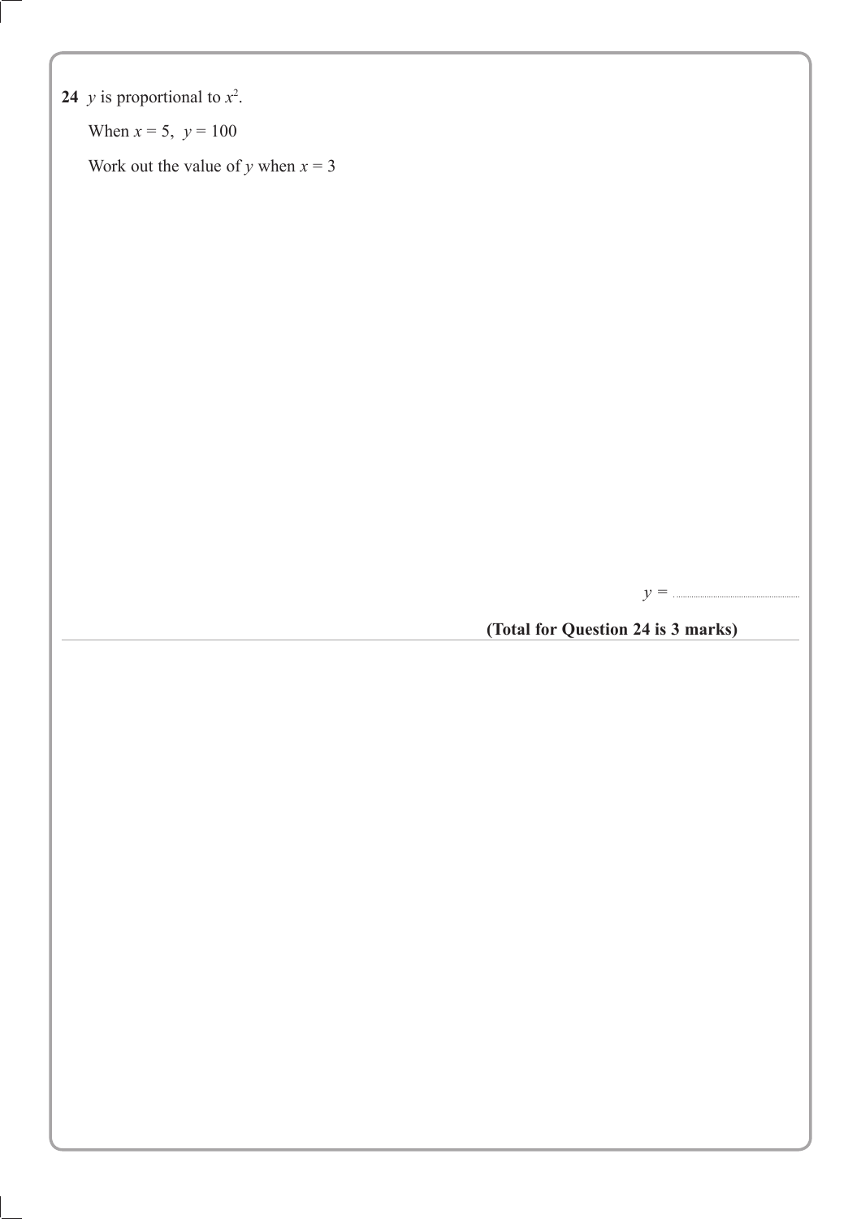**24** $y$ is proportional to $x^2$.

When $x = 5$, $y = 100$

Work out the value of $y$ when $x = 3$

$y =$ ..............................

**(Total for Question 24 is 3 marks)**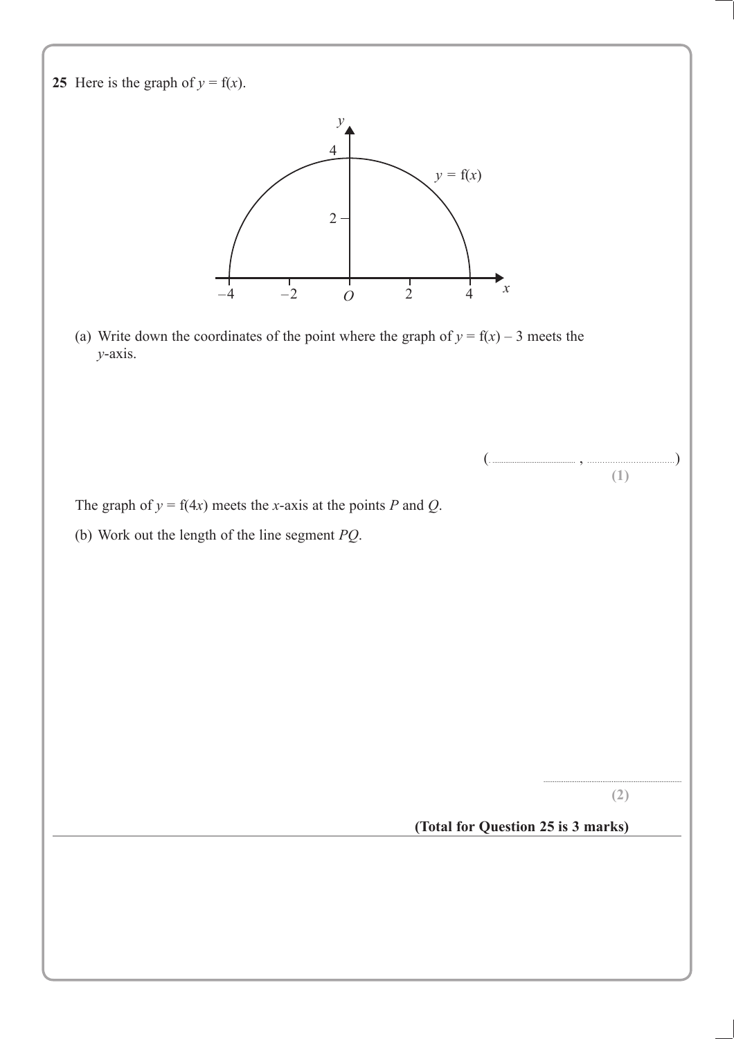**25** Here is the graph of $y = f(x)$.

(a) Write down the coordinates of the point where the graph of $y = f(x) - 3$ meets the $y$-axis.

( .................... , .................... )

**(1)**

The graph of $y = f(4x)$ meets the $x$-axis at the points $P$ and $Q$.

(b) Work out the length of the line segment $PQ$.

..............................

**(2)**

**(Total for Question 25 is 3 marks)**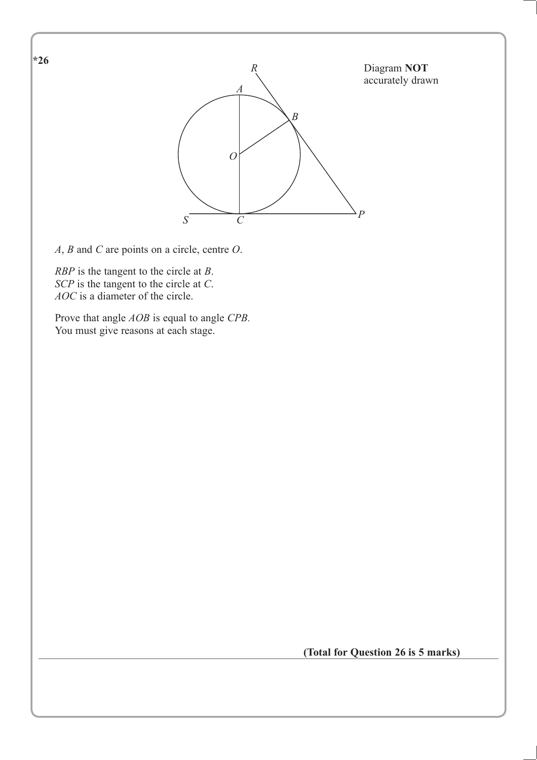**\*26**

Diagram **NOT** accurately drawn

$A$, $B$ and $C$ are points on a circle, centre $O$.

$RBP$ is the tangent to the circle at $B$.
$SCP$ is the tangent to the circle at $C$.
$AOC$ is a diameter of the circle.

Prove that angle $AOB$ is equal to angle $CPB$.
You must give reasons at each stage.

**(Total for Question 26 is 5 marks)**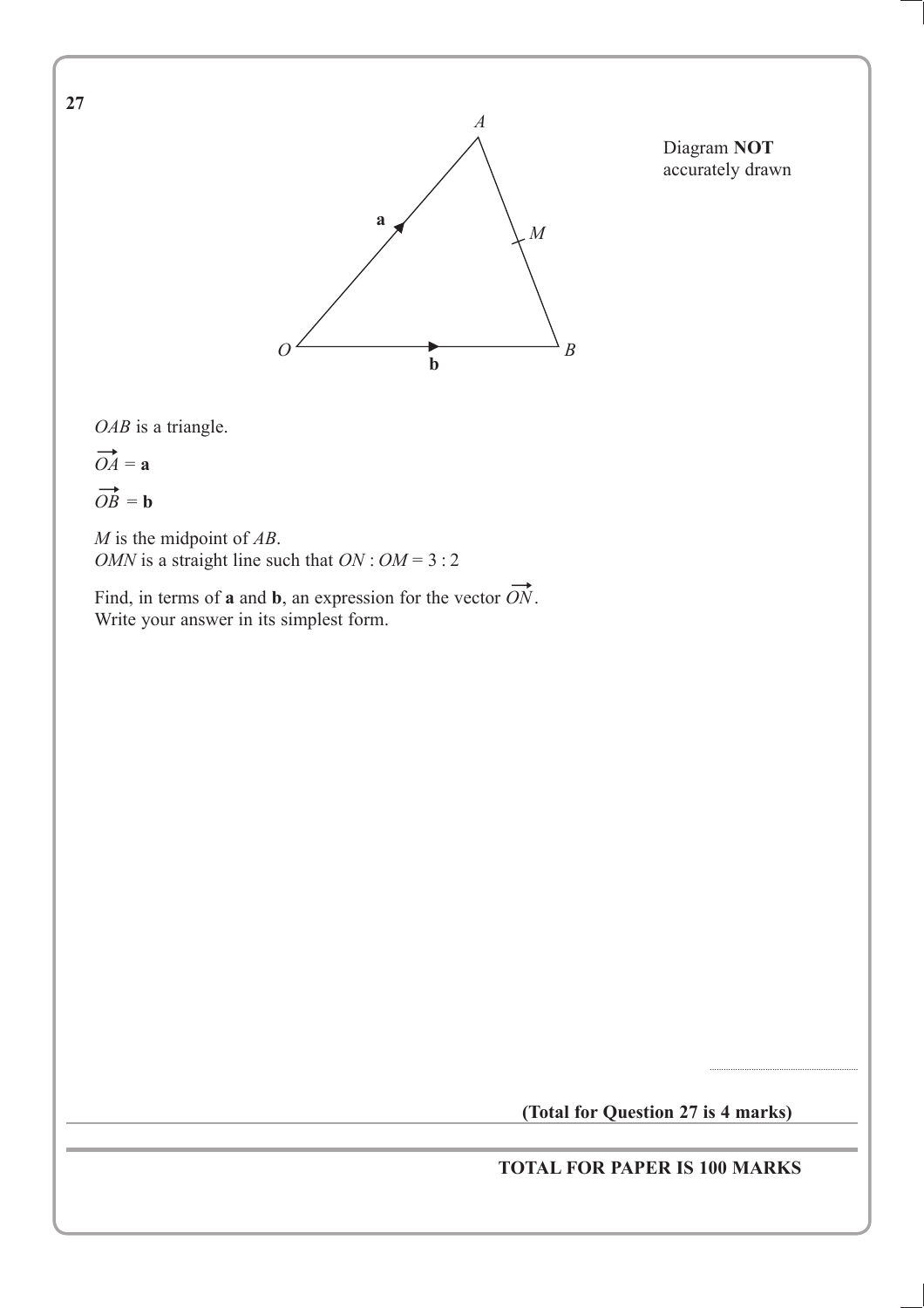**27**

A
a
M
O
b
B

Diagram **NOT** accurately drawn

*OAB* is a triangle.

$\overrightarrow{OA} = \mathbf{a}$

$\overrightarrow{OB} = \mathbf{b}$

*M* is the midpoint of *AB*.
*OMN* is a straight line such that $ON : OM = 3 : 2$

Find, in terms of **a** and **b**, an expression for the vector $\overrightarrow{ON}$.
Write your answer in its simplest form.

..........................................

**(Total for Question 27 is 4 marks)**

**TOTAL FOR PAPER IS 100 MARKS**